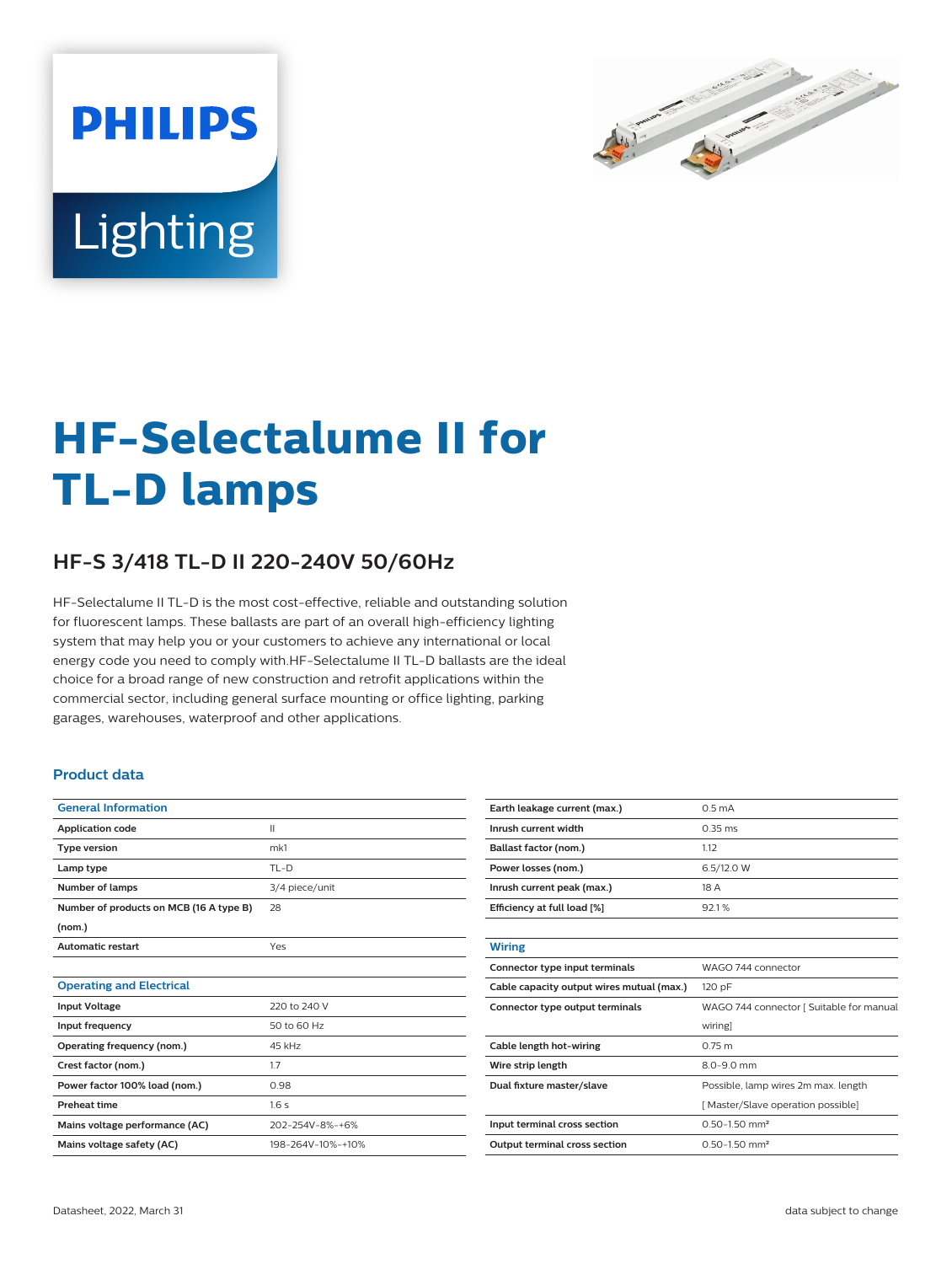PHILIPS

Lighting

# HF-Selectalume II for TL-D lamps

## HF-S 3/418 TL-D II 220-240V 50/60Hz

HF-Selectalume II TL-D is the most cost-effective, reliable and outstanding solution for fluorescent lamps. These ballasts are part of an overall high-efficiency lighting system that may help you or your customers to achieve any international or local energy code you need to comply with.HF-Selectalume II TL-D ballasts are the ideal choice for a broad range of new construction and retrofit applications within the commercial sector, including general surface mounting or office lighting, parking garages, warehouses, waterproof and other applications.

### Product data

| General Information | |
|---|---|
| Application code | II |
| Type version | mk1 |
| Lamp type | TL-D |
| Number of lamps | 3/4 piece/unit |
| Number of products on MCB (16 A type B) (nom.) | 28 |
| Automatic restart | Yes |

| Operating and Electrical | |
|---|---|
| Input Voltage | 220 to 240 V |
| Input frequency | 50 to 60 Hz |
| Operating frequency (nom.) | 45 kHz |
| Crest factor (nom.) | 1.7 |
| Power factor 100% load (nom.) | 0.98 |
| Preheat time | 1.6 s |
| Mains voltage performance (AC) | 202-254V-8%-+6% |
| Mains voltage safety (AC) | 198-264V-10%-+10% |
| Earth leakage current (max.) | 0.5 mA |
| Inrush current width | 0.35 ms |
| Ballast factor (nom.) | 1.12 |
| Power losses (nom.) | 6.5/12.0 W |
| Inrush current peak (max.) | 18 A |
| Efficiency at full load [%] | 92.1 % |

| Wiring | |
|---|---|
| Connector type input terminals | WAGO 744 connector |
| Cable capacity output wires mutual (max.) | 120 pF |
| Connector type output terminals | WAGO 744 connector [ Suitable for manual wiring] |
| Cable length hot-wiring | 0.75 m |
| Wire strip length | 8.0-9.0 mm |
| Dual fixture master/slave | Possible, lamp wires 2m max. length [ Master/Slave operation possible] |
| Input terminal cross section | 0.50-1.50 mm² |
| Output terminal cross section | 0.50-1.50 mm² |

Datasheet, 2022, March 31

data subject to change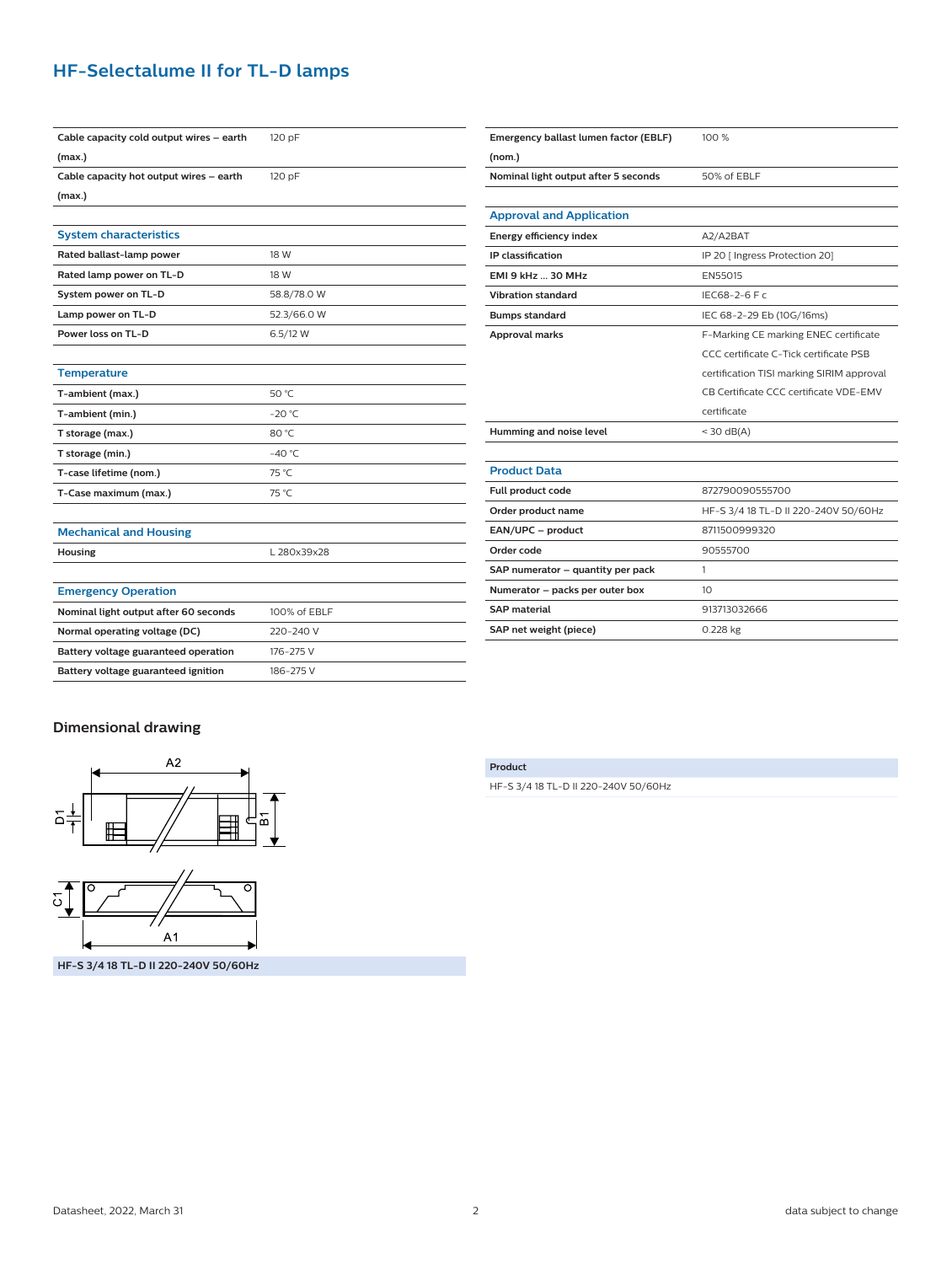## HF-Selectalume II for TL-D lamps

| | |
|---|---|
| **Cable capacity cold output wires – earth (max.)** | 120 pF |
| **Cable capacity hot output wires – earth (max.)** | 120 pF |

| System characteristics | |
|---|---|
| **Rated ballast-lamp power** | 18 W |
| **Rated lamp power on TL-D** | 18 W |
| **System power on TL-D** | 58.8/78.0 W |
| **Lamp power on TL-D** | 52.3/66.0 W |
| **Power loss on TL-D** | 6.5/12 W |

| Temperature | |
|---|---|
| **T-ambient (max.)** | 50 °C |
| **T-ambient (min.)** | -20 °C |
| **T storage (max.)** | 80 °C |
| **T storage (min.)** | -40 °C |
| **T-case lifetime (nom.)** | 75 °C |
| **T-Case maximum (max.)** | 75 °C |

| Mechanical and Housing | |
|---|---|
| **Housing** | L 280x39x28 |

| Emergency Operation | |
|---|---|
| **Nominal light output after 60 seconds** | 100% of EBLF |
| **Normal operating voltage (DC)** | 220-240 V |
| **Battery voltage guaranteed operation** | 176-275 V |
| **Battery voltage guaranteed ignition** | 186-275 V |
| **Emergency ballast lumen factor (EBLF) (nom.)** | 100 % |
| **Nominal light output after 5 seconds** | 50% of EBLF |

| Approval and Application | |
|---|---|
| **Energy efficiency index** | A2/A2BAT |
| **IP classification** | IP 20 [ Ingress Protection 20] |
| **EMI 9 kHz ... 30 MHz** | EN55015 |
| **Vibration standard** | IEC68-2-6 F c |
| **Bumps standard** | IEC 68-2-29 Eb (10G/16ms) |
| **Approval marks** | F-Marking CE marking ENEC certificate CCC certificate C-Tick certificate PSB certification TISI marking SIRIM approval CB Certificate CCC certificate VDE-EMV certificate |
| **Humming and noise level** | < 30 dB(A) |

| Product Data | |
|---|---|
| **Full product code** | 872790090555700 |
| **Order product name** | HF-S 3/4 18 TL-D II 220-240V 50/60Hz |
| **EAN/UPC – product** | 8711500999320 |
| **Order code** | 90555700 |
| **SAP numerator – quantity per pack** | 1 |
| **Numerator – packs per outer box** | 10 |
| **SAP material** | 913713032666 |
| **SAP net weight (piece)** | 0.228 kg |

### Dimensional drawing

A2, D1, B1, C1, A1

**HF-S 3/4 18 TL-D II 220-240V 50/60Hz**

| Product |
|---|
| HF-S 3/4 18 TL-D II 220-240V 50/60Hz |

Datasheet, 2022, March 31 — data subject to change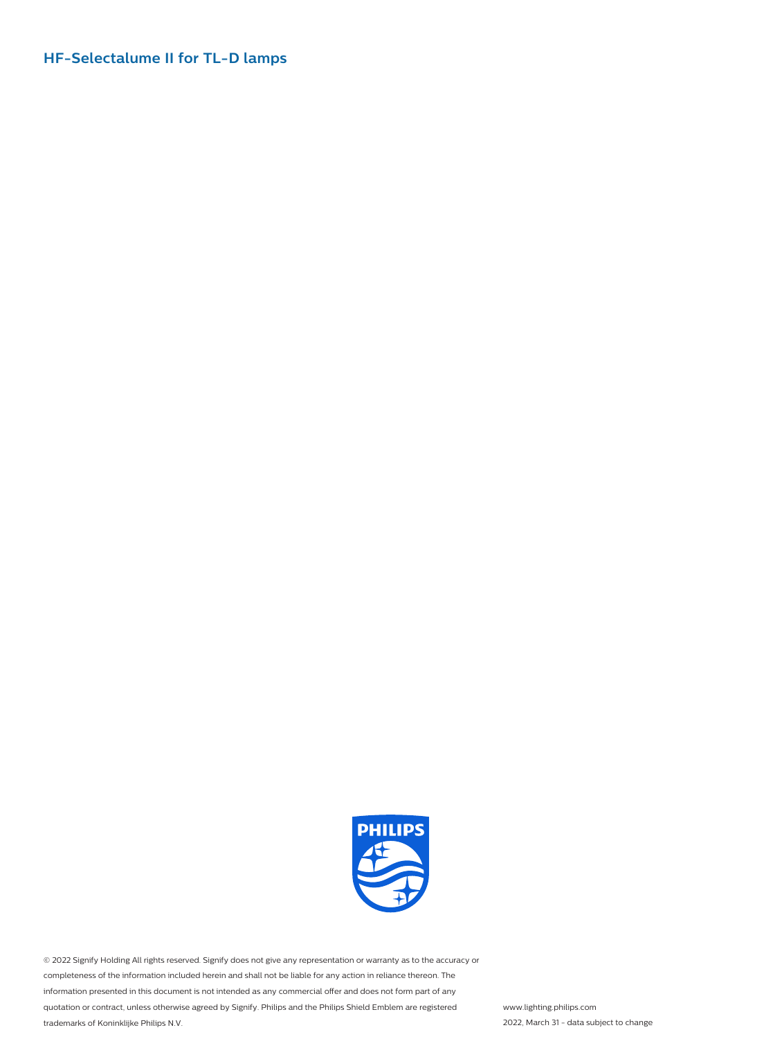© 2022 Signify Holding All rights reserved. Signify does not give any representation or warranty as to the accuracy or completeness of the information included herein and shall not be liable for any action in reliance thereon. The information presented in this document is not intended as any commercial offer and does not form part of any quotation or contract, unless otherwise agreed by Signify. Philips and the Philips Shield Emblem are registered trademarks of Koninklijke Philips N.V.

www.lighting.philips.com

2022, March 31 - data subject to change